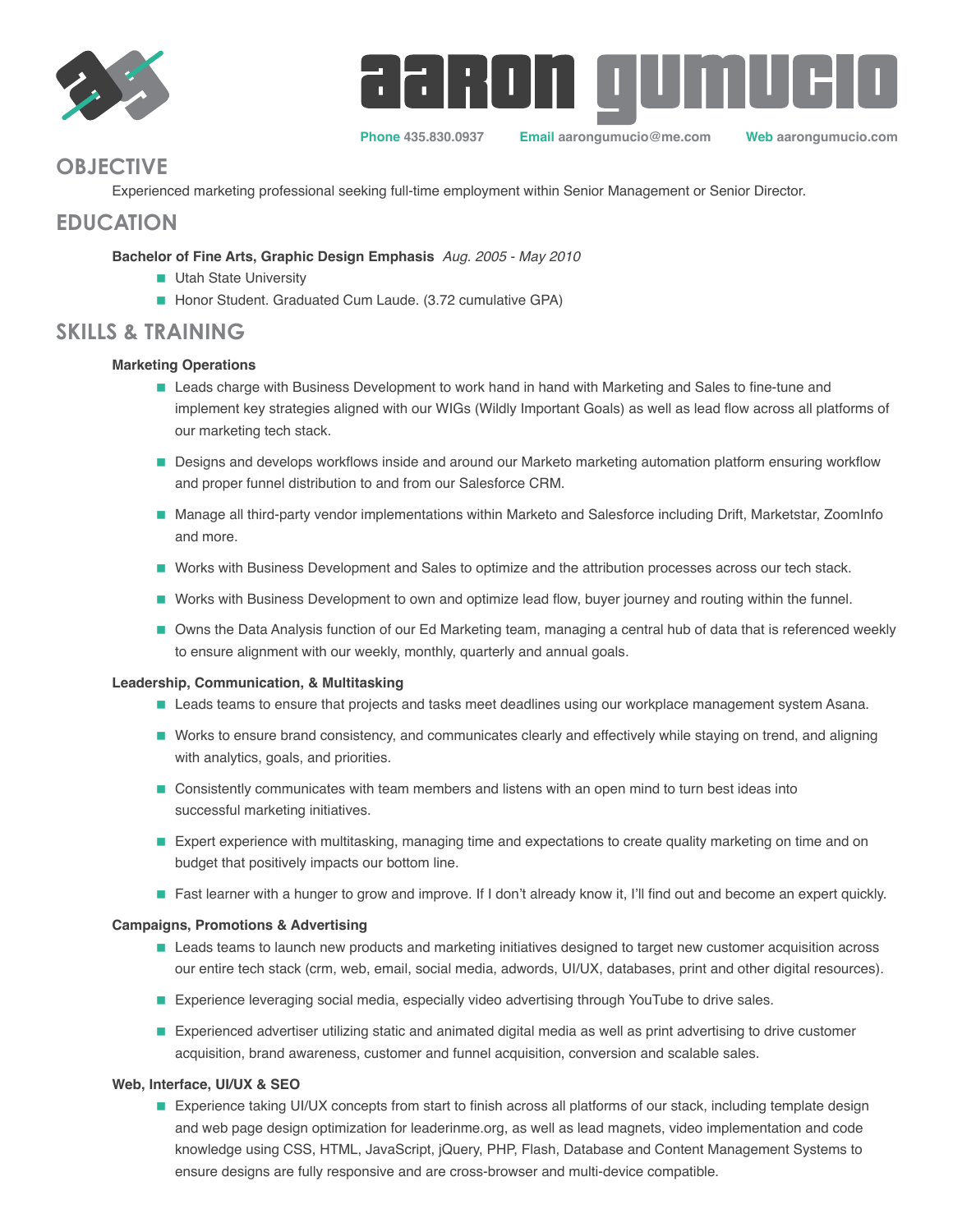# AARON GUMUCIO

**Phone** 435.830.0937 **Email** aarongumucio@me.com **Web** aarongumucio.com

## OBJECTIVE

Experienced marketing professional seeking full-time employment within Senior Management or Senior Director.

## EDUCATION

**Bachelor of Fine Arts, Graphic Design Emphasis** *Aug. 2005 - May 2010*

- Utah State University
- Honor Student. Graduated Cum Laude. (3.72 cumulative GPA)

## SKILLS & TRAINING

**Marketing Operations**

- Leads charge with Business Development to work hand in hand with Marketing and Sales to fine-tune and implement key strategies aligned with our WIGs (Wildly Important Goals) as well as lead flow across all platforms of our marketing tech stack.
- Designs and develops workflows inside and around our Marketo marketing automation platform ensuring workflow and proper funnel distribution to and from our Salesforce CRM.
- Manage all third-party vendor implementations within Marketo and Salesforce including Drift, Marketstar, ZoomInfo and more.
- Works with Business Development and Sales to optimize and the attribution processes across our tech stack.
- Works with Business Development to own and optimize lead flow, buyer journey and routing within the funnel.
- Owns the Data Analysis function of our Ed Marketing team, managing a central hub of data that is referenced weekly to ensure alignment with our weekly, monthly, quarterly and annual goals.

**Leadership, Communication, & Multitasking**

- Leads teams to ensure that projects and tasks meet deadlines using our workplace management system Asana.
- Works to ensure brand consistency, and communicates clearly and effectively while staying on trend, and aligning with analytics, goals, and priorities.
- Consistently communicates with team members and listens with an open mind to turn best ideas into successful marketing initiatives.
- Expert experience with multitasking, managing time and expectations to create quality marketing on time and on budget that positively impacts our bottom line.
- Fast learner with a hunger to grow and improve. If I don't already know it, I'll find out and become an expert quickly.

**Campaigns, Promotions & Advertising**

- Leads teams to launch new products and marketing initiatives designed to target new customer acquisition across our entire tech stack (crm, web, email, social media, adwords, UI/UX, databases, print and other digital resources).
- Experience leveraging social media, especially video advertising through YouTube to drive sales.
- Experienced advertiser utilizing static and animated digital media as well as print advertising to drive customer acquisition, brand awareness, customer and funnel acquisition, conversion and scalable sales.

**Web, Interface, UI/UX & SEO**

- Experience taking UI/UX concepts from start to finish across all platforms of our stack, including template design and web page design optimization for leaderinme.org, as well as lead magnets, video implementation and code knowledge using CSS, HTML, JavaScript, jQuery, PHP, Flash, Database and Content Management Systems to ensure designs are fully responsive and are cross-browser and multi-device compatible.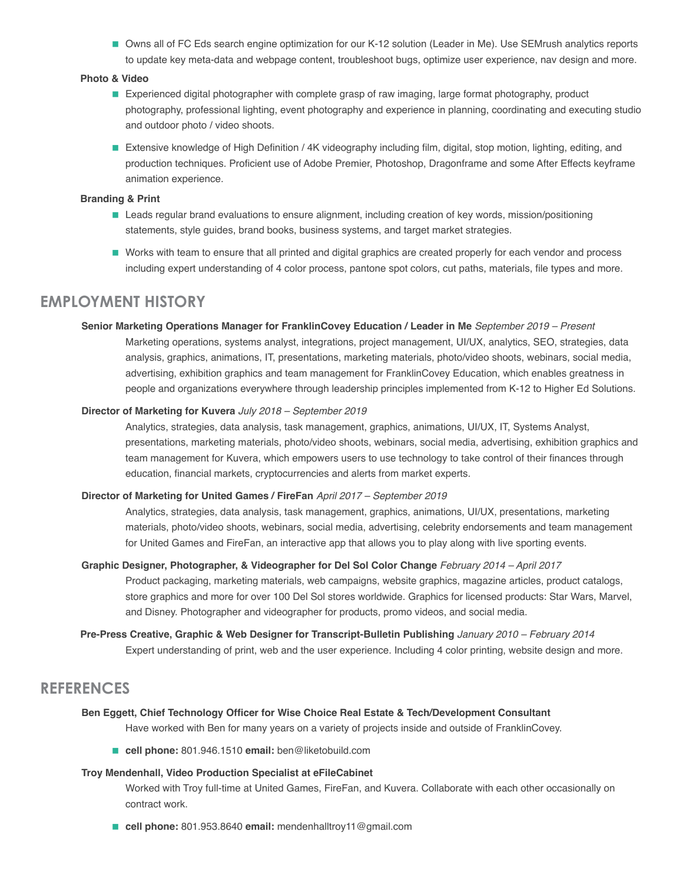- Owns all of FC Eds search engine optimization for our K-12 solution (Leader in Me). Use SEMrush analytics reports to update key meta-data and webpage content, troubleshoot bugs, optimize user experience, nav design and more.

**Photo & Video**

- Experienced digital photographer with complete grasp of raw imaging, large format photography, product photography, professional lighting, event photography and experience in planning, coordinating and executing studio and outdoor photo / video shoots.
- Extensive knowledge of High Definition / 4K videography including film, digital, stop motion, lighting, editing, and production techniques. Proficient use of Adobe Premier, Photoshop, Dragonframe and some After Effects keyframe animation experience.

**Branding & Print**

- Leads regular brand evaluations to ensure alignment, including creation of key words, mission/positioning statements, style guides, brand books, business systems, and target market strategies.
- Works with team to ensure that all printed and digital graphics are created properly for each vendor and process including expert understanding of 4 color process, pantone spot colors, cut paths, materials, file types and more.

## EMPLOYMENT HISTORY

**Senior Marketing Operations Manager for FranklinCovey Education / Leader in Me** *September 2019 – Present*

Marketing operations, systems analyst, integrations, project management, UI/UX, analytics, SEO, strategies, data analysis, graphics, animations, IT, presentations, marketing materials, photo/video shoots, webinars, social media, advertising, exhibition graphics and team management for FranklinCovey Education, which enables greatness in people and organizations everywhere through leadership principles implemented from K-12 to Higher Ed Solutions.

**Director of Marketing for Kuvera** *July 2018 – September 2019*

Analytics, strategies, data analysis, task management, graphics, animations, UI/UX, IT, Systems Analyst, presentations, marketing materials, photo/video shoots, webinars, social media, advertising, exhibition graphics and team management for Kuvera, which empowers users to use technology to take control of their finances through education, financial markets, cryptocurrencies and alerts from market experts.

**Director of Marketing for United Games / FireFan** *April 2017 – September 2019*

Analytics, strategies, data analysis, task management, graphics, animations, UI/UX, presentations, marketing materials, photo/video shoots, webinars, social media, advertising, celebrity endorsements and team management for United Games and FireFan, an interactive app that allows you to play along with live sporting events.

**Graphic Designer, Photographer, & Videographer for Del Sol Color Change** *February 2014 – April 2017*

Product packaging, marketing materials, web campaigns, website graphics, magazine articles, product catalogs, store graphics and more for over 100 Del Sol stores worldwide. Graphics for licensed products: Star Wars, Marvel, and Disney. Photographer and videographer for products, promo videos, and social media.

**Pre-Press Creative, Graphic & Web Designer for Transcript-Bulletin Publishing** *January 2010 – February 2014*

Expert understanding of print, web and the user experience. Including 4 color printing, website design and more.

## REFERENCES

**Ben Eggett, Chief Technology Officer for Wise Choice Real Estate & Tech/Development Consultant**

Have worked with Ben for many years on a variety of projects inside and outside of FranklinCovey.

- **cell phone:** 801.946.1510 **email:** ben@liketobuild.com

**Troy Mendenhall, Video Production Specialist at eFileCabinet**

Worked with Troy full-time at United Games, FireFan, and Kuvera. Collaborate with each other occasionally on contract work.

- **cell phone:** 801.953.8640 **email:** mendenhalltroy11@gmail.com